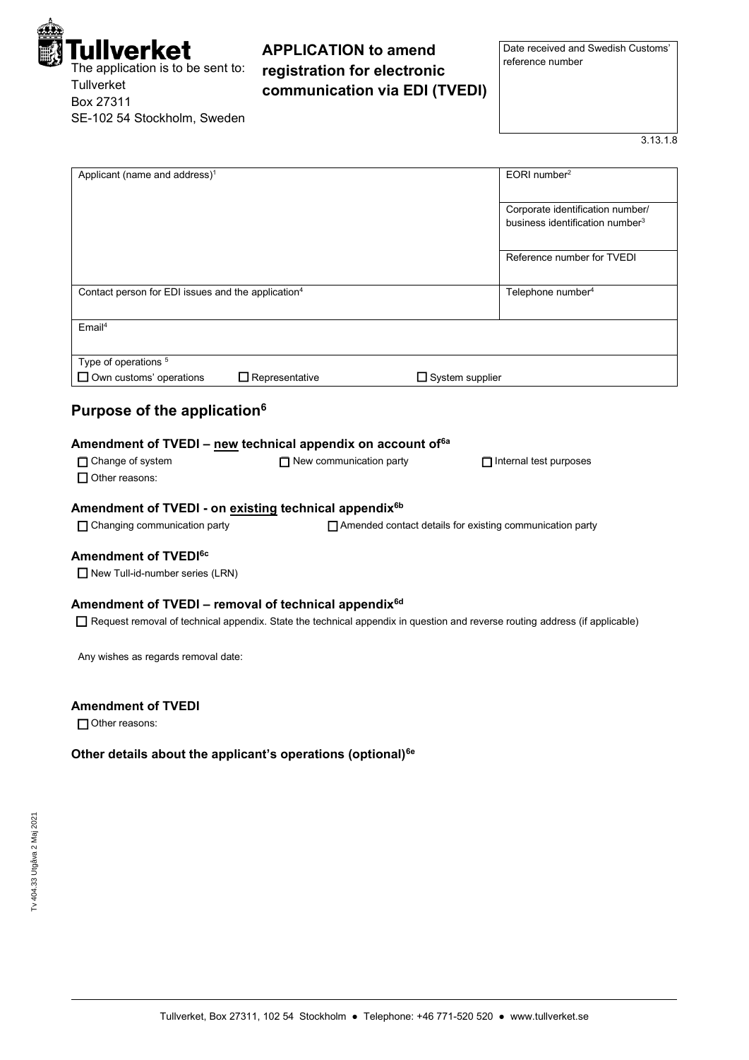**Tullverket**

The application is to be sent to:
Tullverket
Box 27311
SE-102 54 Stockholm, Sweden

# APPLICATION to amend registration for electronic communication via EDI (TVEDI)

| Date received and Swedish Customs' reference number |
|---|
| |

3.13.1.8

| Applicant (name and address)[1] | EORI number[2] |
|---|---|
| | Corporate identification number/ business identification number[3] |
| | Reference number for TVEDI |
| Contact person for EDI issues and the application[4] | Telephone number[4] |
| Email[4] | |
| Type of operations [5] ☐ Own customs' operations ☐ Representative ☐ System supplier | |

## Purpose of the application[6]

### Amendment of TVEDI – new technical appendix on account of[6a]

☐ Change of system ☐ New communication party ☐ Internal test purposes
☐ Other reasons:

### Amendment of TVEDI - on existing technical appendix[6b]

☐ Changing communication party ☐ Amended contact details for existing communication party

### Amendment of TVEDI[6c]

☐ New Tull-id-number series (LRN)

### Amendment of TVEDI – removal of technical appendix[6d]

☐ Request removal of technical appendix. State the technical appendix in question and reverse routing address (if applicable)

Any wishes as regards removal date:

### Amendment of TVEDI

☐ Other reasons:

### Other details about the applicant's operations (optional)[6e]

Tv 404.33 Utgåva 2 Maj 2021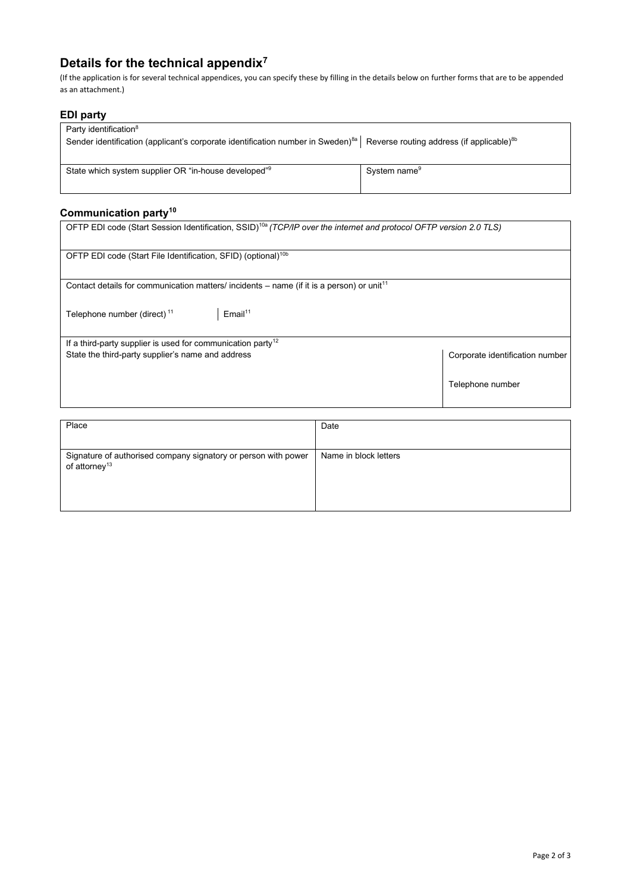## Details for the technical appendix[7]

(If the application is for several technical appendices, you can specify these by filling in the details below on further forms that are to be appended as an attachment.)

### EDI party

| Party identification[8] Sender identification (applicant's corporate identification number in Sweden)[8a] | Reverse routing address (if applicable)[8b] |
|---|---|
| State which system supplier OR "in-house developed"[9] | System name[9] |

### Communication party[10]

| | |
|---|---|
| OFTP EDI code (Start Session Identification, SSID)[10a] *(TCP/IP over the internet and protocol OFTP version 2.0 TLS)* | |
| OFTP EDI code (Start File Identification, SFID) (optional)[10b] | |
| Contact details for communication matters/ incidents – name (if it is a person) or unit[11] | |
| Telephone number (direct) [11] | Email[11] |
| If a third-party supplier is used for communication party[12] State the third-party supplier's name and address | Corporate identification number<br><br>Telephone number |

| Place | Date |
|---|---|
| Signature of authorised company signatory or person with power of attorney[13] | Name in block letters |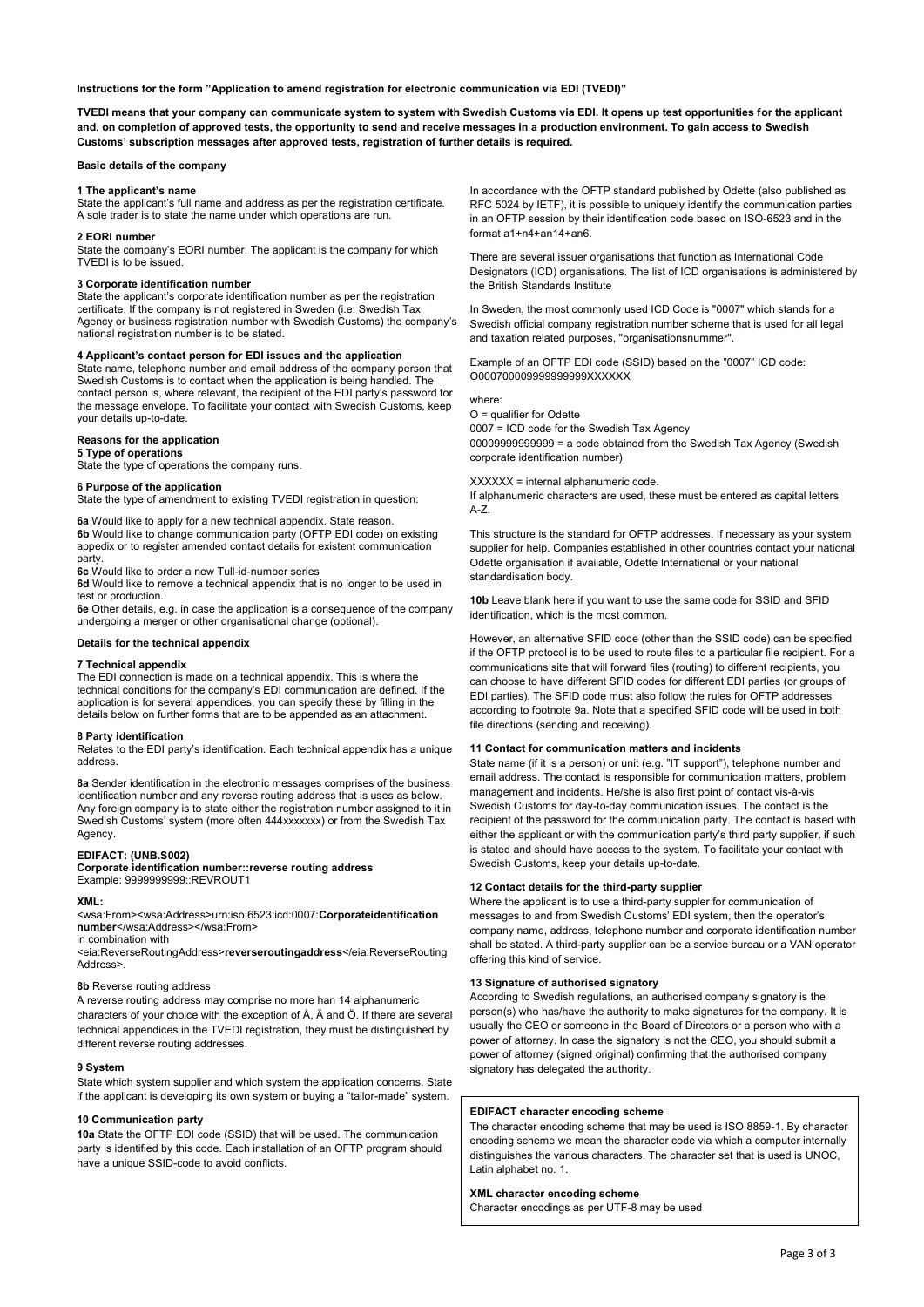**Instructions for the form "Application to amend registration for electronic communication via EDI (TVEDI)"**

**TVEDI means that your company can communicate system to system with Swedish Customs via EDI. It opens up test opportunities for the applicant and, on completion of approved tests, the opportunity to send and receive messages in a production environment. To gain access to Swedish Customs' subscription messages after approved tests, registration of further details is required.**

**Basic details of the company**

**1 The applicant's name**
State the applicant's full name and address as per the registration certificate. A sole trader is to state the name under which operations are run.

**2 EORI number**
State the company's EORI number. The applicant is the company for which TVEDI is to be issued.

**3 Corporate identification number**
State the applicant's corporate identification number as per the registration certificate. If the company is not registered in Sweden (i.e. Swedish Tax Agency or business registration number with Swedish Customs) the company's national registration number is to be stated.

**4 Applicant's contact person for EDI issues and the application**
State name, telephone number and email address of the company person that Swedish Customs is to contact when the application is being handled. The contact person is, where relevant, the recipient of the EDI party's password for the message envelope. To facilitate your contact with Swedish Customs, keep your details up-to-date.

**Reasons for the application**

**5 Type of operations**
State the type of operations the company runs.

**6 Purpose of the application**
State the type of amendment to existing TVEDI registration in question:

**6a** Would like to apply for a new technical appendix. State reason.
**6b** Would like to change communication party (OFTP EDI code) on existing appedix or to register amended contact details for existent communication party.
**6c** Would like to order a new Tull-id-number series
**6d** Would like to remove a technical appendix that is no longer to be used in test or production..
**6e** Other details, e.g. in case the application is a consequence of the company undergoing a merger or other organisational change (optional).

**Details for the technical appendix**

**7 Technical appendix**
The EDI connection is made on a technical appendix. This is where the technical conditions for the company's EDI communication are defined. If the application is for several appendices, you can specify these by filling in the details below on further forms that are to be appended as an attachment.

**8 Party identification**
Relates to the EDI party's identification. Each technical appendix has a unique address.

**8a** Sender identification in the electronic messages comprises of the business identification number and any reverse routing address that is uses as below. Any foreign company is to state either the registration number assigned to it in Swedish Customs' system (more often 444xxxxxxx) or from the Swedish Tax Agency.

**EDIFACT: (UNB.S002)**
**Corporate identification number::reverse routing address**
Example: 9999999999::REVROUT1

**XML:**
<wsa:From><wsa:Address>urn:iso:6523:icd:0007:**Corporateidentification number**</wsa:Address></wsa:From>
in combination with
<eia:ReverseRoutingAddress>**reverseroutingaddress**</eia:ReverseRoutingAddress>.

**8b** Reverse routing address
A reverse routing address may comprise no more han 14 alphanumeric characters of your choice with the exception of Å, Ä and Ö. If there are several technical appendices in the TVEDI registration, they must be distinguished by different reverse routing addresses.

**9 System**
State which system supplier and which system the application concerns. State if the applicant is developing its own system or buying a "tailor-made" system.

**10 Communication party**
**10a** State the OFTP EDI code (SSID) that will be used. The communication party is identified by this code. Each installation of an OFTP program should have a unique SSID-code to avoid conflicts.

In accordance with the OFTP standard published by Odette (also published as RFC 5024 by IETF), it is possible to uniquely identify the communication parties in an OFTP session by their identification code based on ISO-6523 and in the format a1+n4+an14+an6.

There are several issuer organisations that function as International Code Designators (ICD) organisations. The list of ICD organisations is administered by the British Standards Institute

In Sweden, the most commonly used ICD Code is "0007" which stands for a Swedish official company registration number scheme that is used for all legal and taxation related purposes, "organisationsnummer".

Example of an OFTP EDI code (SSID) based on the "0007" ICD code:
O000700009999999999XXXXXX

where:
O = qualifier for Odette
0007 = ICD code for the Swedish Tax Agency
00009999999999 = a code obtained from the Swedish Tax Agency (Swedish corporate identification number)

XXXXXX = internal alphanumeric code.
If alphanumeric characters are used, these must be entered as capital letters A-Z.

This structure is the standard for OFTP addresses. If necessary as your system supplier for help. Companies established in other countries contact your national Odette organisation if available, Odette International or your national standardisation body.

**10b** Leave blank here if you want to use the same code for SSID and SFID identification, which is the most common.

However, an alternative SFID code (other than the SSID code) can be specified if the OFTP protocol is to be used to route files to a particular file recipient. For a communications site that will forward files (routing) to different recipients, you can choose to have different SFID codes for different EDI parties (or groups of EDI parties). The SFID code must also follow the rules for OFTP addresses according to footnote 9a. Note that a specified SFID code will be used in both file directions (sending and receiving).

**11 Contact for communication matters and incidents**
State name (if it is a person) or unit (e.g. "IT support"), telephone number and email address. The contact is responsible for communication matters, problem management and incidents. He/she is also first point of contact vis-à-vis Swedish Customs for day-to-day communication issues. The contact is the recipient of the password for the communication party. The contact is based with either the applicant or with the communication party's third party supplier, if such is stated and should have access to the system. To facilitate your contact with Swedish Customs, keep your details up-to-date.

**12 Contact details for the third-party supplier**
Where the applicant is to use a third-party suppler for communication of messages to and from Swedish Customs' EDI system, then the operator's company name, address, telephone number and corporate identification number shall be stated. A third-party supplier can be a service bureau or a VAN operator offering this kind of service.

**13 Signature of authorised signatory**
According to Swedish regulations, an authorised company signatory is the person(s) who has/have the authority to make signatures for the company. It is usually the CEO or someone in the Board of Directors or a person who with a power of attorney. In case the signatory is not the CEO, you should submit a power of attorney (signed original) confirming that the authorised company signatory has delegated the authority.

**EDIFACT character encoding scheme**
The character encoding scheme that may be used is ISO 8859-1. By character encoding scheme we mean the character code via which a computer internally distinguishes the various characters. The character set that is used is UNOC, Latin alphabet no. 1.

**XML character encoding scheme**
Character encodings as per UTF-8 may be used